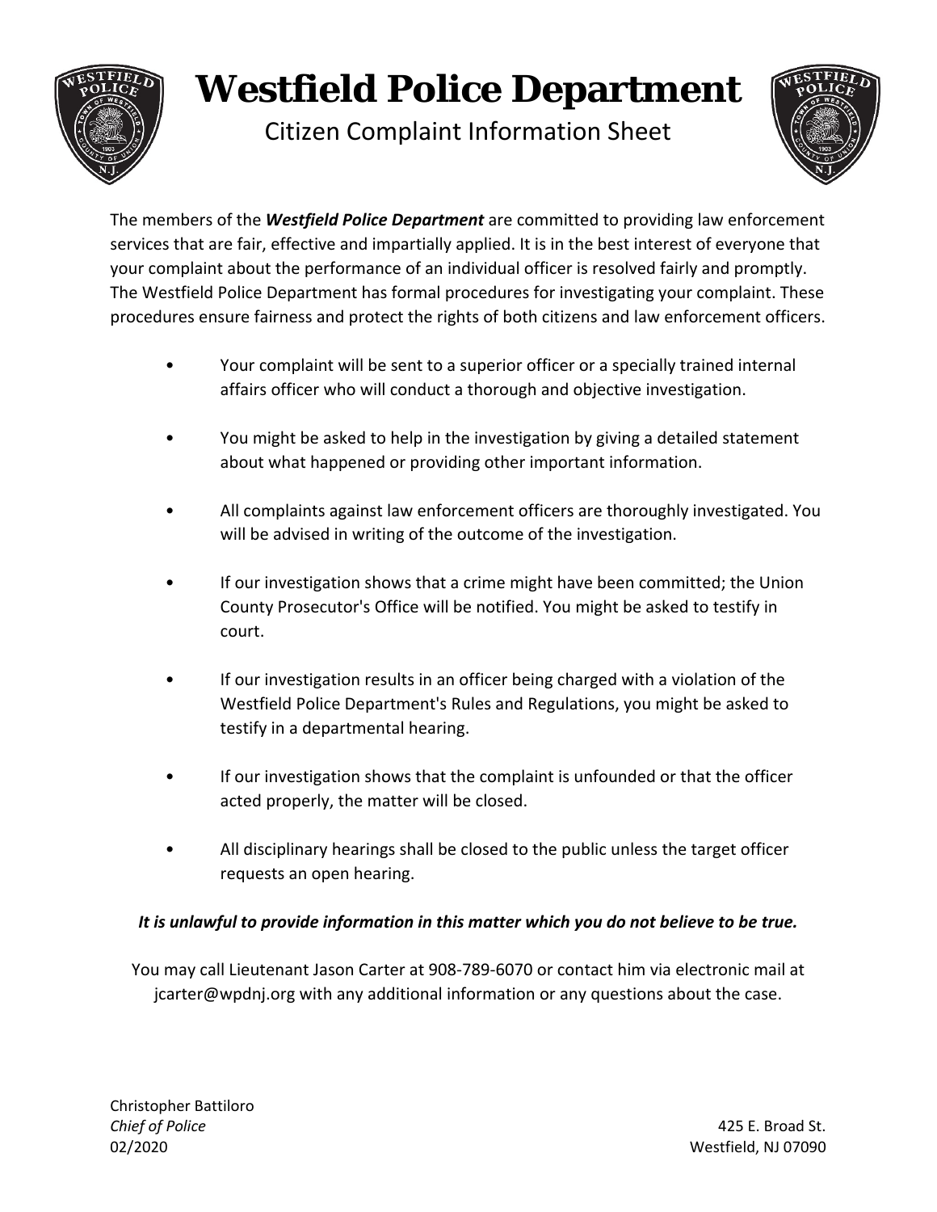# Westfield Police Department

## Citizen Complaint Information Sheet

The members of the ***Westfield Police Department*** are committed to providing law enforcement services that are fair, effective and impartially applied. It is in the best interest of everyone that your complaint about the performance of an individual officer is resolved fairly and promptly. The Westfield Police Department has formal procedures for investigating your complaint. These procedures ensure fairness and protect the rights of both citizens and law enforcement officers.

- Your complaint will be sent to a superior officer or a specially trained internal affairs officer who will conduct a thorough and objective investigation.
- You might be asked to help in the investigation by giving a detailed statement about what happened or providing other important information.
- All complaints against law enforcement officers are thoroughly investigated. You will be advised in writing of the outcome of the investigation.
- If our investigation shows that a crime might have been committed; the Union County Prosecutor's Office will be notified. You might be asked to testify in court.
- If our investigation results in an officer being charged with a violation of the Westfield Police Department's Rules and Regulations, you might be asked to testify in a departmental hearing.
- If our investigation shows that the complaint is unfounded or that the officer acted properly, the matter will be closed.
- All disciplinary hearings shall be closed to the public unless the target officer requests an open hearing.

***It is unlawful to provide information in this matter which you do not believe to be true.***

You may call Lieutenant Jason Carter at 908-789-6070 or contact him via electronic mail at jcarter@wpdnj.org with any additional information or any questions about the case.

Christopher Battiloro
*Chief of Police*
02/2020

425 E. Broad St.
Westfield, NJ 07090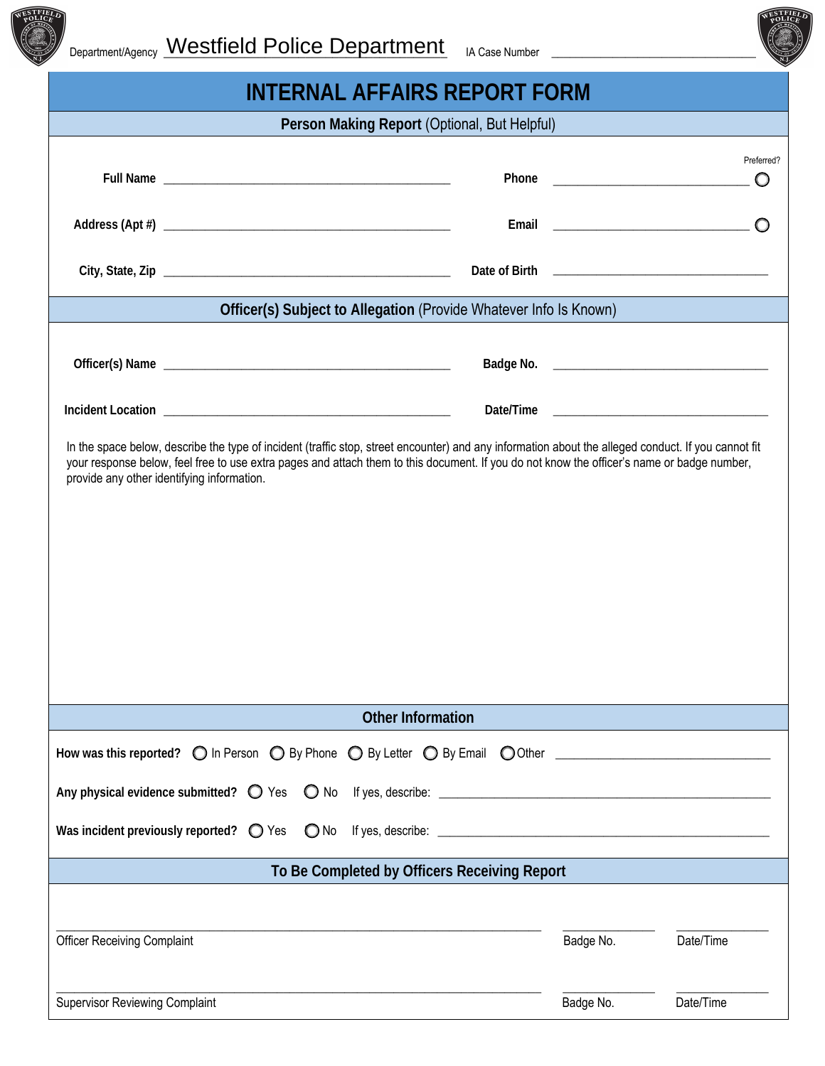Department/Agency Westfield Police Department IA Case Number ______________________________

# INTERNAL AFFAIRS REPORT FORM

## Person Making Report (Optional, But Helpful)

| | | | | Preferred? |
|---|---|---|---|---|
| **Full Name** | ______________________________ | **Phone** | ______________________________ | ○ |
| **Address (Apt #)** | ______________________________ | **Email** | ______________________________ | ○ |
| **City, State, Zip** | ______________________________ | **Date of Birth** | ______________________________ | |

## Officer(s) Subject to Allegation (Provide Whatever Info Is Known)

| | | | |
|---|---|---|---|
| **Officer(s) Name** | ______________________________ | **Badge No.** | ______________________________ |
| **Incident Location** | ______________________________ | **Date/Time** | ______________________________ |

In the space below, describe the type of incident (traffic stop, street encounter) and any information about the alleged conduct. If you cannot fit your response below, feel free to use extra pages and attach them to this document. If you do not know the officer's name or badge number, provide any other identifying information.

## Other Information

**How was this reported?** ○ In Person ○ By Phone ○ By Letter ○ By Email ○ Other ______________________________

**Any physical evidence submitted?** ○ Yes ○ No If yes, describe: ______________________________

**Was incident previously reported?** ○ Yes ○ No If yes, describe: ______________________________

## To Be Completed by Officers Receiving Report

| | | |
|---|---|---|
| ______________________________ | __________ | __________ |
| Officer Receiving Complaint | Badge No. | Date/Time |
| ______________________________ | __________ | __________ |
| Supervisor Reviewing Complaint | Badge No. | Date/Time |